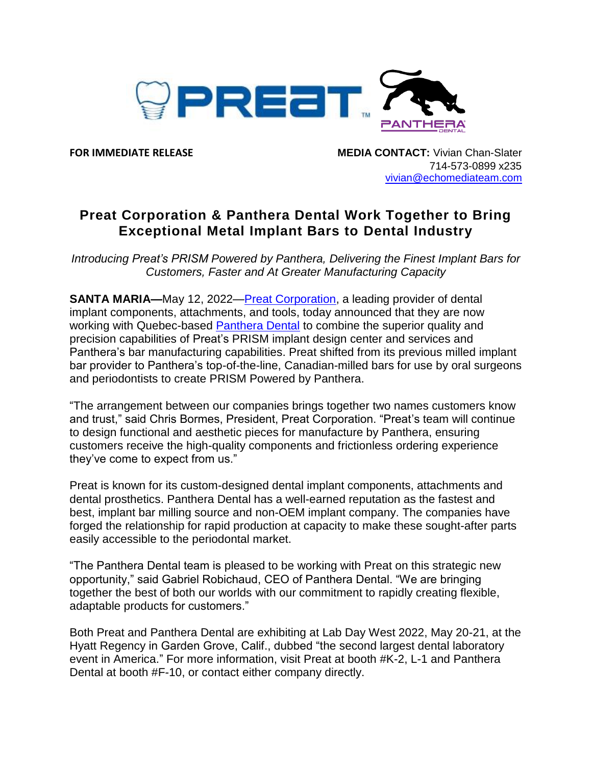**FOR IMMEDIATE RELEASE**

**MEDIA CONTACT:** Vivian Chan-Slater
714-573-0899 x235
[vivian@echomediateam.com](mailto:vivian@echomediateam.com)

# Preat Corporation & Panthera Dental Work Together to Bring Exceptional Metal Implant Bars to Dental Industry

*Introducing Preat's PRISM Powered by Panthera, Delivering the Finest Implant Bars for Customers, Faster and At Greater Manufacturing Capacity*

**SANTA MARIA—**May 12, 2022—Preat Corporation, a leading provider of dental implant components, attachments, and tools, today announced that they are now working with Quebec-based Panthera Dental to combine the superior quality and precision capabilities of Preat's PRISM implant design center and services and Panthera's bar manufacturing capabilities. Preat shifted from its previous milled implant bar provider to Panthera's top-of-the-line, Canadian-milled bars for use by oral surgeons and periodontists to create PRISM Powered by Panthera.

"The arrangement between our companies brings together two names customers know and trust," said Chris Bormes, President, Preat Corporation. "Preat's team will continue to design functional and aesthetic pieces for manufacture by Panthera, ensuring customers receive the high-quality components and frictionless ordering experience they've come to expect from us."

Preat is known for its custom-designed dental implant components, attachments and dental prosthetics. Panthera Dental has a well-earned reputation as the fastest and best, implant bar milling source and non-OEM implant company. The companies have forged the relationship for rapid production at capacity to make these sought-after parts easily accessible to the periodontal market.

"The Panthera Dental team is pleased to be working with Preat on this strategic new opportunity," said Gabriel Robichaud, CEO of Panthera Dental. "We are bringing together the best of both our worlds with our commitment to rapidly creating flexible, adaptable products for customers."

Both Preat and Panthera Dental are exhibiting at Lab Day West 2022, May 20-21, at the Hyatt Regency in Garden Grove, Calif., dubbed "the second largest dental laboratory event in America." For more information, visit Preat at booth #K-2, L-1 and Panthera Dental at booth #F-10, or contact either company directly.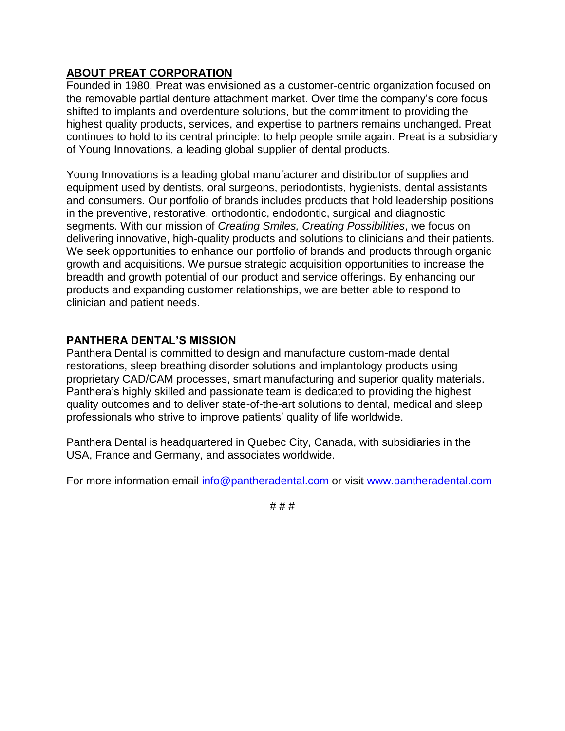## ABOUT PREAT CORPORATION

Founded in 1980, Preat was envisioned as a customer-centric organization focused on the removable partial denture attachment market. Over time the company's core focus shifted to implants and overdenture solutions, but the commitment to providing the highest quality products, services, and expertise to partners remains unchanged. Preat continues to hold to its central principle: to help people smile again. Preat is a subsidiary of Young Innovations, a leading global supplier of dental products.

Young Innovations is a leading global manufacturer and distributor of supplies and equipment used by dentists, oral surgeons, periodontists, hygienists, dental assistants and consumers. Our portfolio of brands includes products that hold leadership positions in the preventive, restorative, orthodontic, endodontic, surgical and diagnostic segments. With our mission of *Creating Smiles, Creating Possibilities*, we focus on delivering innovative, high-quality products and solutions to clinicians and their patients. We seek opportunities to enhance our portfolio of brands and products through organic growth and acquisitions. We pursue strategic acquisition opportunities to increase the breadth and growth potential of our product and service offerings. By enhancing our products and expanding customer relationships, we are better able to respond to clinician and patient needs.

## PANTHERA DENTAL'S MISSION

Panthera Dental is committed to design and manufacture custom-made dental restorations, sleep breathing disorder solutions and implantology products using proprietary CAD/CAM processes, smart manufacturing and superior quality materials. Panthera's highly skilled and passionate team is dedicated to providing the highest quality outcomes and to deliver state-of-the-art solutions to dental, medical and sleep professionals who strive to improve patients' quality of life worldwide.

Panthera Dental is headquartered in Quebec City, Canada, with subsidiaries in the USA, France and Germany, and associates worldwide.

For more information email info@pantheradental.com or visit www.pantheradental.com

# # #